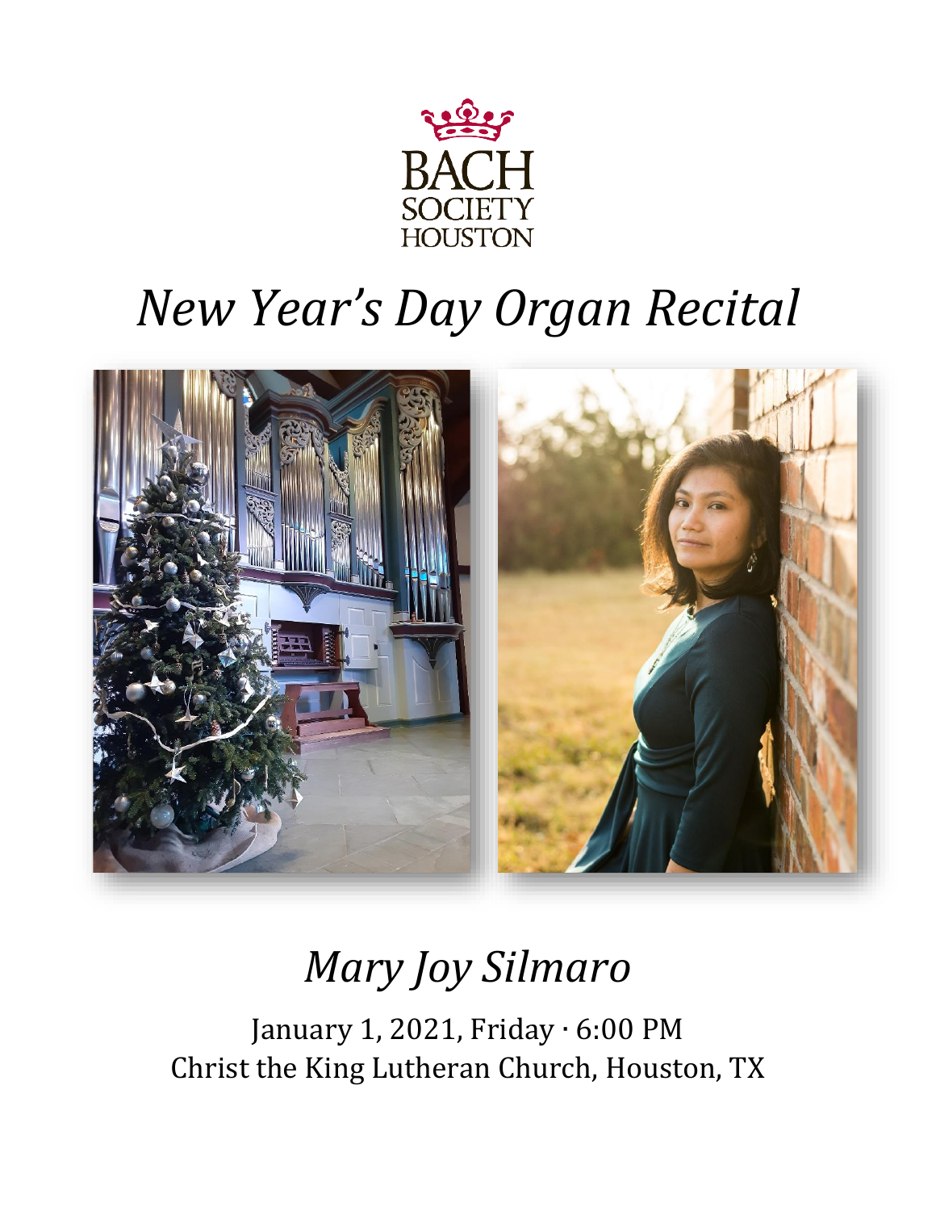BACH SOCIETY HOUSTON

# *New Year's Day Organ Recital*

## *Mary Joy Silmaro*

January 1, 2021, Friday · 6:00 PM
Christ the King Lutheran Church, Houston, TX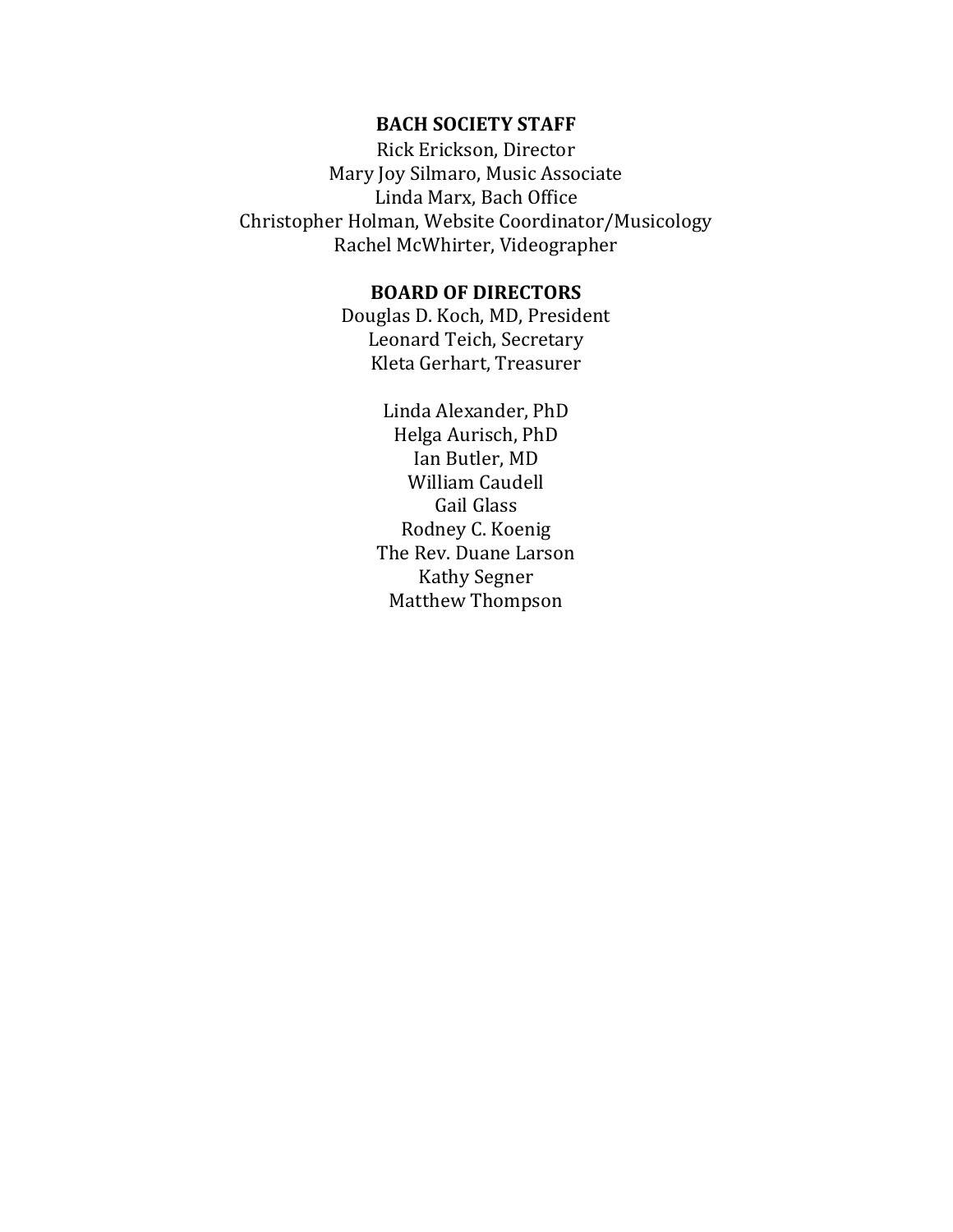## BACH SOCIETY STAFF

Rick Erickson, Director
Mary Joy Silmaro, Music Associate
Linda Marx, Bach Office
Christopher Holman, Website Coordinator/Musicology
Rachel McWhirter, Videographer

## BOARD OF DIRECTORS

Douglas D. Koch, MD, President
Leonard Teich, Secretary
Kleta Gerhart, Treasurer

Linda Alexander, PhD
Helga Aurisch, PhD
Ian Butler, MD
William Caudell
Gail Glass
Rodney C. Koenig
The Rev. Duane Larson
Kathy Segner
Matthew Thompson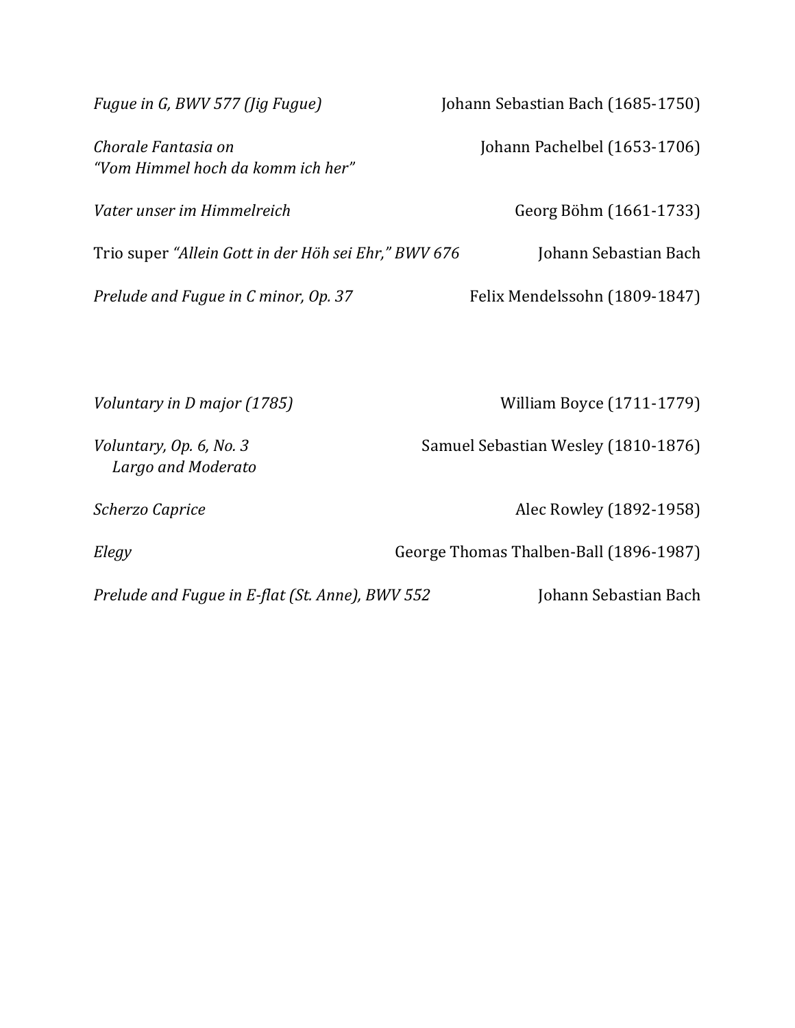*Fugue in G, BWV 577 (Jig Fugue)* Johann Sebastian Bach (1685-1750)

*Chorale Fantasia on*
*“Vom Himmel hoch da komm ich her”* Johann Pachelbel (1653-1706)

*Vater unser im Himmelreich* Georg Böhm (1661-1733)

Trio super *“Allein Gott in der Höh sei Ehr,” BWV 676* Johann Sebastian Bach

*Prelude and Fugue in C minor, Op. 37* Felix Mendelssohn (1809-1847)

*Voluntary in D major (1785)* William Boyce (1711-1779)

*Voluntary, Op. 6, No. 3* Samuel Sebastian Wesley (1810-1876)
*Largo and Moderato*

*Scherzo Caprice* Alec Rowley (1892-1958)

*Elegy* George Thomas Thalben-Ball (1896-1987)

*Prelude and Fugue in E-flat (St. Anne), BWV 552* Johann Sebastian Bach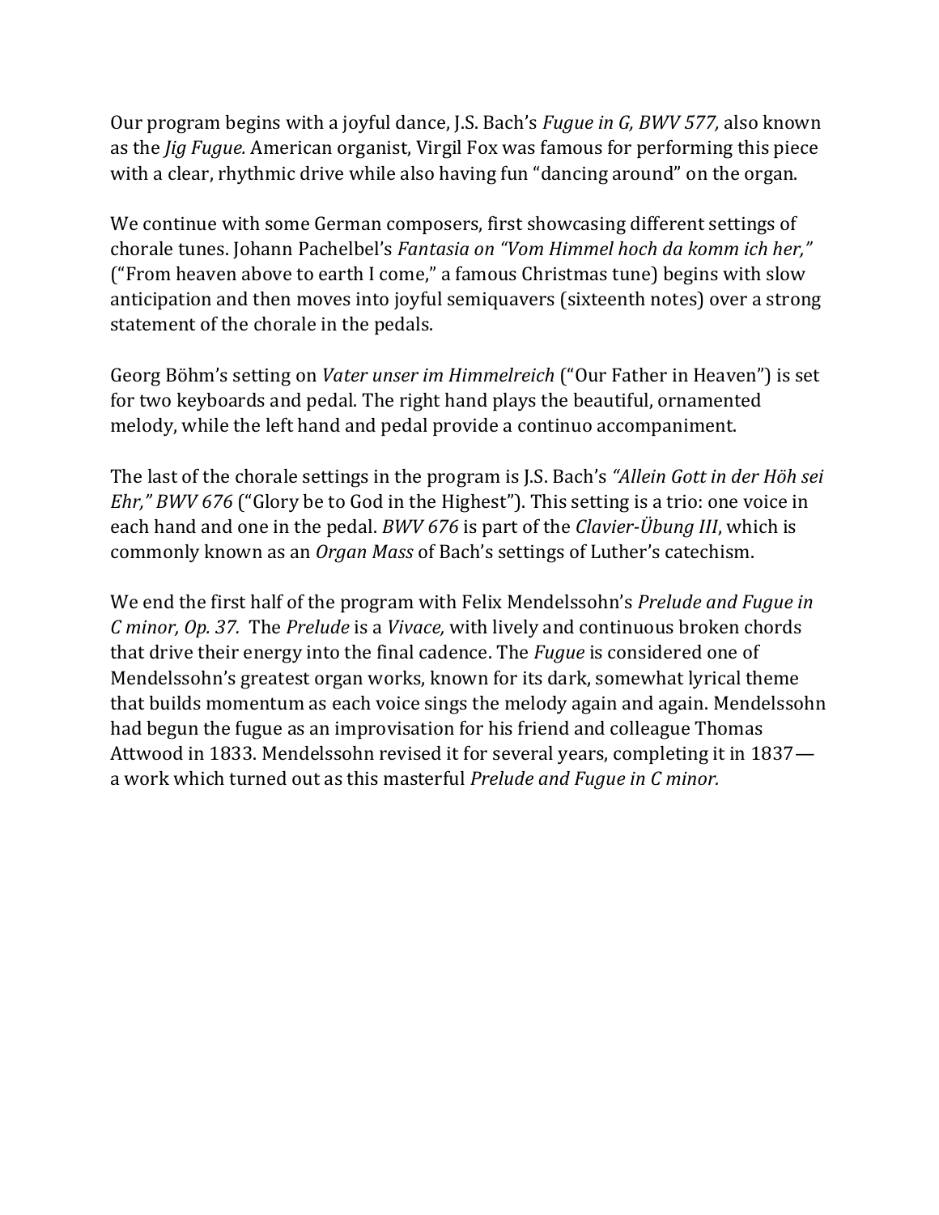Our program begins with a joyful dance, J.S. Bach's *Fugue in G, BWV 577,* also known as the *Jig Fugue.* American organist, Virgil Fox was famous for performing this piece with a clear, rhythmic drive while also having fun "dancing around" on the organ.

We continue with some German composers, first showcasing different settings of chorale tunes. Johann Pachelbel's *Fantasia on "Vom Himmel hoch da komm ich her,"* ("From heaven above to earth I come," a famous Christmas tune) begins with slow anticipation and then moves into joyful semiquavers (sixteenth notes) over a strong statement of the chorale in the pedals.

Georg Böhm's setting on *Vater unser im Himmelreich* ("Our Father in Heaven") is set for two keyboards and pedal. The right hand plays the beautiful, ornamented melody, while the left hand and pedal provide a continuo accompaniment.

The last of the chorale settings in the program is J.S. Bach's *"Allein Gott in der Höh sei Ehr," BWV 676* ("Glory be to God in the Highest"). This setting is a trio: one voice in each hand and one in the pedal. *BWV 676* is part of the *Clavier-Übung III*, which is commonly known as an *Organ Mass* of Bach's settings of Luther's catechism.

We end the first half of the program with Felix Mendelssohn's *Prelude and Fugue in C minor, Op. 37.* The *Prelude* is a *Vivace,* with lively and continuous broken chords that drive their energy into the final cadence. The *Fugue* is considered one of Mendelssohn's greatest organ works, known for its dark, somewhat lyrical theme that builds momentum as each voice sings the melody again and again. Mendelssohn had begun the fugue as an improvisation for his friend and colleague Thomas Attwood in 1833. Mendelssohn revised it for several years, completing it in 1837—a work which turned out as this masterful *Prelude and Fugue in C minor.*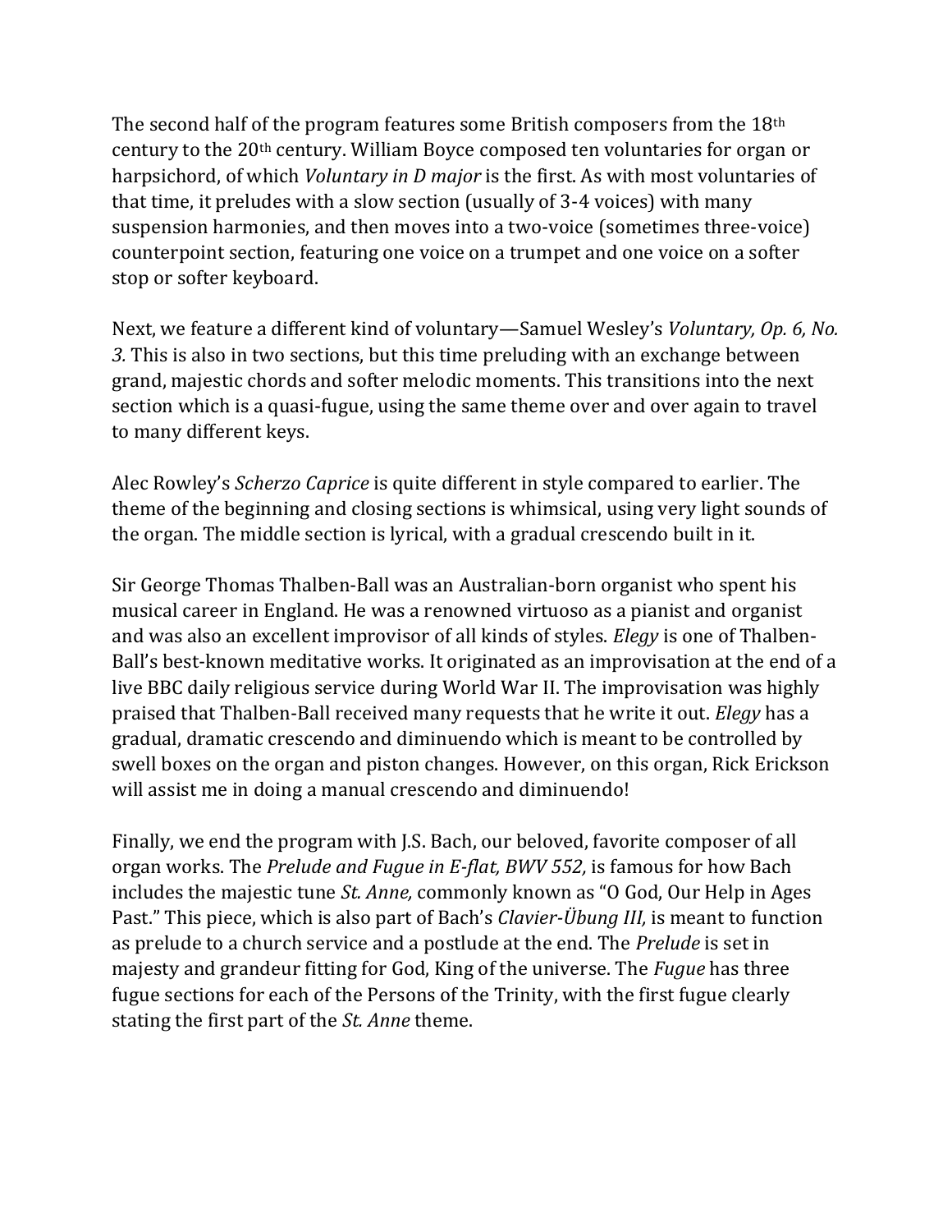The second half of the program features some British composers from the 18th century to the 20th century. William Boyce composed ten voluntaries for organ or harpsichord, of which *Voluntary in D major* is the first. As with most voluntaries of that time, it preludes with a slow section (usually of 3-4 voices) with many suspension harmonies, and then moves into a two-voice (sometimes three-voice) counterpoint section, featuring one voice on a trumpet and one voice on a softer stop or softer keyboard.

Next, we feature a different kind of voluntary—Samuel Wesley's *Voluntary, Op. 6, No. 3.* This is also in two sections, but this time preluding with an exchange between grand, majestic chords and softer melodic moments. This transitions into the next section which is a quasi-fugue, using the same theme over and over again to travel to many different keys.

Alec Rowley's *Scherzo Caprice* is quite different in style compared to earlier. The theme of the beginning and closing sections is whimsical, using very light sounds of the organ. The middle section is lyrical, with a gradual crescendo built in it.

Sir George Thomas Thalben-Ball was an Australian-born organist who spent his musical career in England. He was a renowned virtuoso as a pianist and organist and was also an excellent improvisor of all kinds of styles. *Elegy* is one of Thalben-Ball's best-known meditative works. It originated as an improvisation at the end of a live BBC daily religious service during World War II. The improvisation was highly praised that Thalben-Ball received many requests that he write it out. *Elegy* has a gradual, dramatic crescendo and diminuendo which is meant to be controlled by swell boxes on the organ and piston changes. However, on this organ, Rick Erickson will assist me in doing a manual crescendo and diminuendo!

Finally, we end the program with J.S. Bach, our beloved, favorite composer of all organ works. The *Prelude and Fugue in E-flat, BWV 552,* is famous for how Bach includes the majestic tune *St. Anne,* commonly known as "O God, Our Help in Ages Past." This piece, which is also part of Bach's *Clavier-Übung III,* is meant to function as prelude to a church service and a postlude at the end. The *Prelude* is set in majesty and grandeur fitting for God, King of the universe. The *Fugue* has three fugue sections for each of the Persons of the Trinity, with the first fugue clearly stating the first part of the *St. Anne* theme.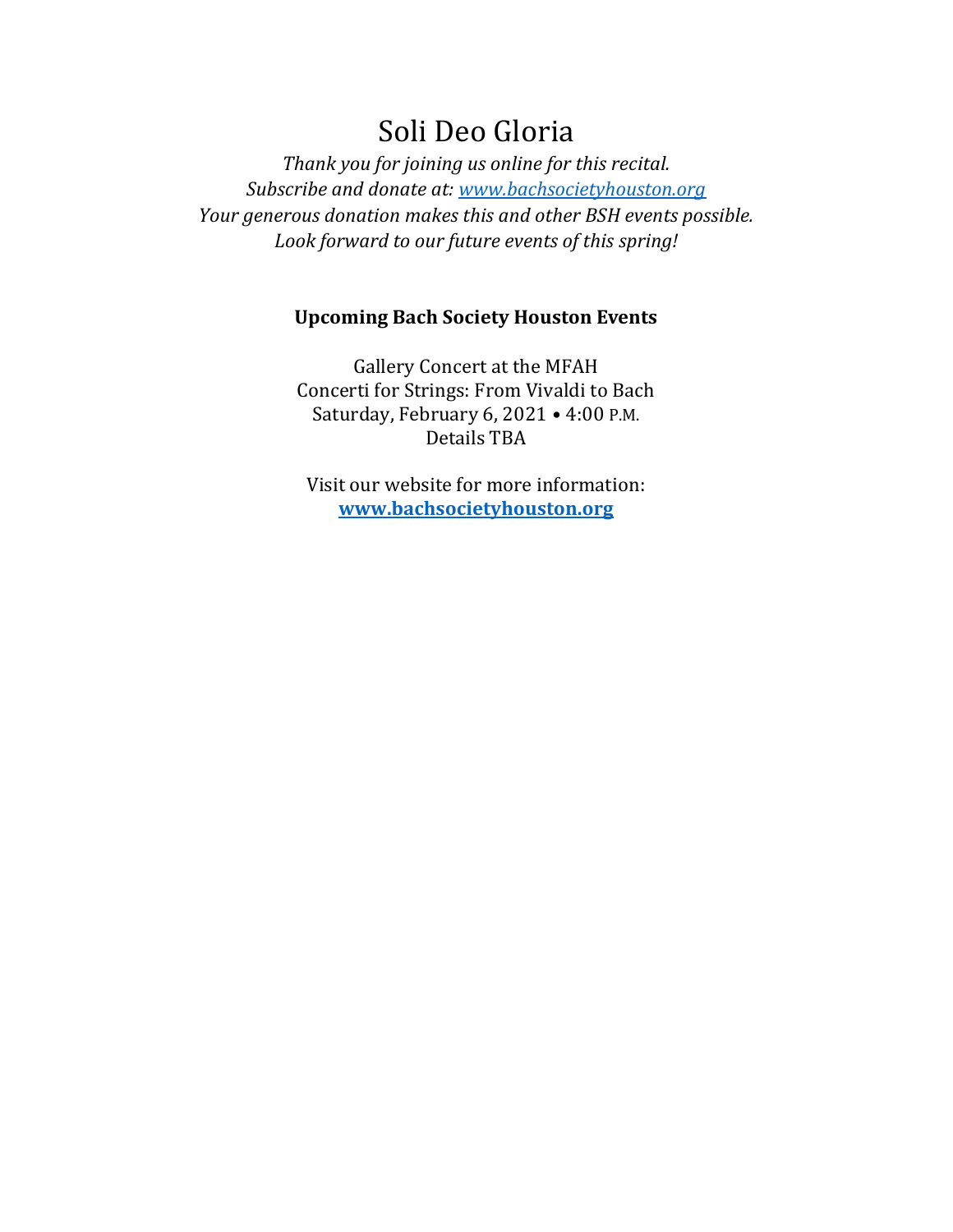# Soli Deo Gloria

*Thank you for joining us online for this recital.*
*Subscribe and donate at: [www.bachsocietyhouston.org](www.bachsocietyhouston.org)*
*Your generous donation makes this and other BSH events possible.*
*Look forward to our future events of this spring!*

**Upcoming Bach Society Houston Events**

Gallery Concert at the MFAH
Concerti for Strings: From Vivaldi to Bach
Saturday, February 6, 2021 • 4:00 P.M.
Details TBA

Visit our website for more information:
**[www.bachsocietyhouston.org](www.bachsocietyhouston.org)**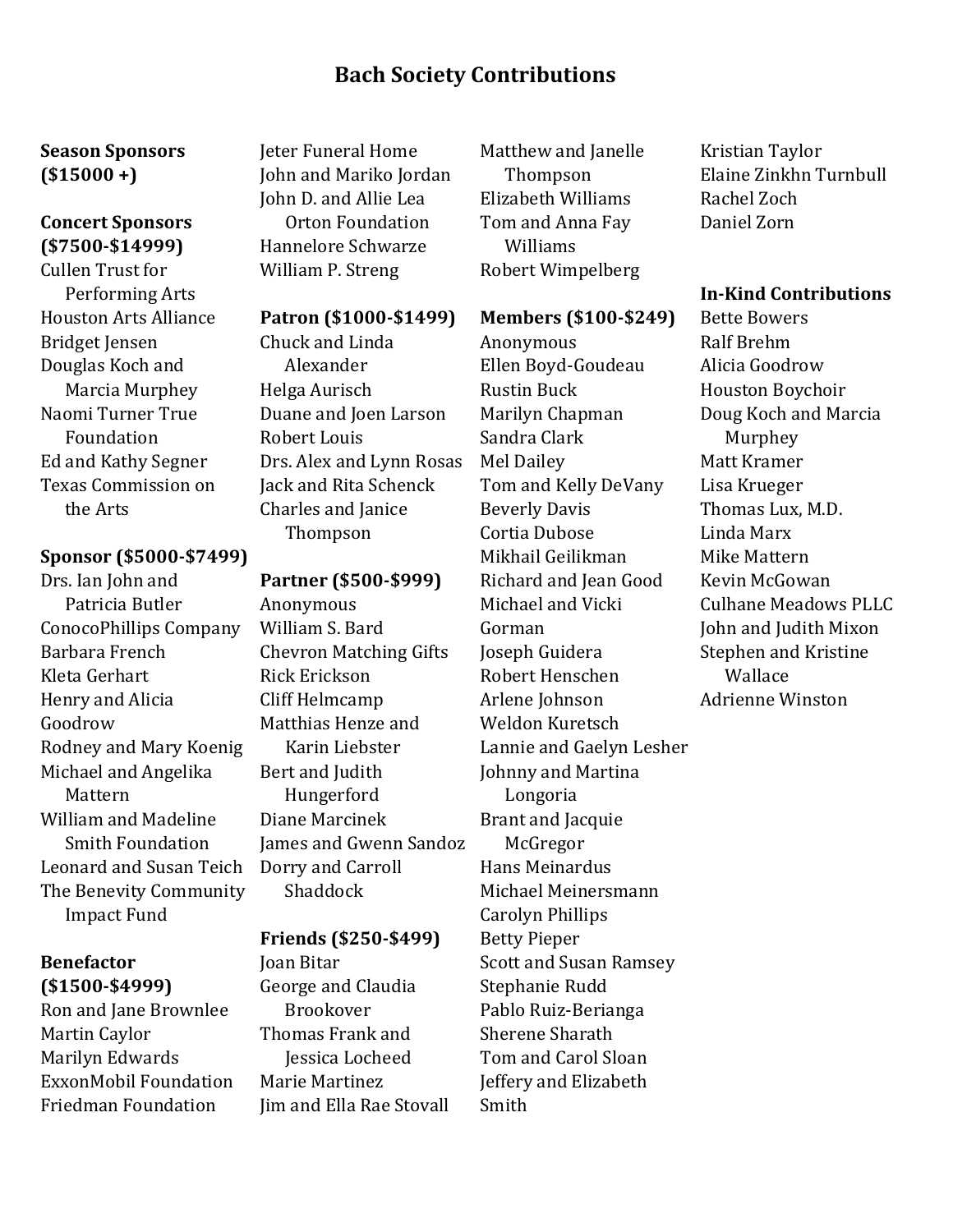# Bach Society Contributions

**Season Sponsors ($15000 +)**

**Concert Sponsors ($7500-$14999)**

Cullen Trust for Performing Arts
Houston Arts Alliance
Bridget Jensen
Douglas Koch and Marcia Murphey
Naomi Turner True Foundation
Ed and Kathy Segner
Texas Commission on the Arts

**Sponsor ($5000-$7499)**

Drs. Ian John and Patricia Butler
ConocoPhillips Company
Barbara French
Kleta Gerhart
Henry and Alicia Goodrow
Rodney and Mary Koenig
Michael and Angelika Mattern
William and Madeline Smith Foundation
Leonard and Susan Teich
The Benevity Community Impact Fund

**Benefactor ($1500-$4999)**

Ron and Jane Brownlee
Martin Caylor
Marilyn Edwards
ExxonMobil Foundation
Friedman Foundation
Jeter Funeral Home
John and Mariko Jordan
John D. and Allie Lea Orton Foundation
Hannelore Schwarze
William P. Streng

**Patron ($1000-$1499)**

Chuck and Linda Alexander
Helga Aurisch
Duane and Joen Larson
Robert Louis
Drs. Alex and Lynn Rosas
Jack and Rita Schenck
Charles and Janice Thompson

**Partner ($500-$999)**

Anonymous
William S. Bard
Chevron Matching Gifts
Rick Erickson
Cliff Helmcamp
Matthias Henze and Karin Liebster
Bert and Judith Hungerford
Diane Marcinek
James and Gwenn Sandoz
Dorry and Carroll Shaddock

**Friends ($250-$499)**

Joan Bitar
George and Claudia Brookover
Thomas Frank and Jessica Locheed
Marie Martinez
Jim and Ella Rae Stovall
Matthew and Janelle Thompson
Elizabeth Williams
Tom and Anna Fay Williams
Robert Wimpelberg

**Members ($100-$249)**

Anonymous
Ellen Boyd-Goudeau
Rustin Buck
Marilyn Chapman
Sandra Clark
Mel Dailey
Tom and Kelly DeVany
Beverly Davis
Cortia Dubose
Mikhail Geilikman
Richard and Jean Good
Michael and Vicki Gorman
Joseph Guidera
Robert Henschen
Arlene Johnson
Weldon Kuretsch
Lannie and Gaelyn Lesher
Johnny and Martina Longoria
Brant and Jacquie McGregor
Hans Meinardus
Michael Meinersmann
Carolyn Phillips
Betty Pieper
Scott and Susan Ramsey
Stephanie Rudd
Pablo Ruiz-Berianga
Sherene Sharath
Tom and Carol Sloan
Jeffery and Elizabeth Smith
Kristian Taylor
Elaine Zinkhn Turnbull
Rachel Zoch
Daniel Zorn

**In-Kind Contributions**

Bette Bowers
Ralf Brehm
Alicia Goodrow
Houston Boychoir
Doug Koch and Marcia Murphey
Matt Kramer
Lisa Krueger
Thomas Lux, M.D.
Linda Marx
Mike Mattern
Kevin McGowan
Culhane Meadows PLLC
John and Judith Mixon
Stephen and Kristine Wallace
Adrienne Winston